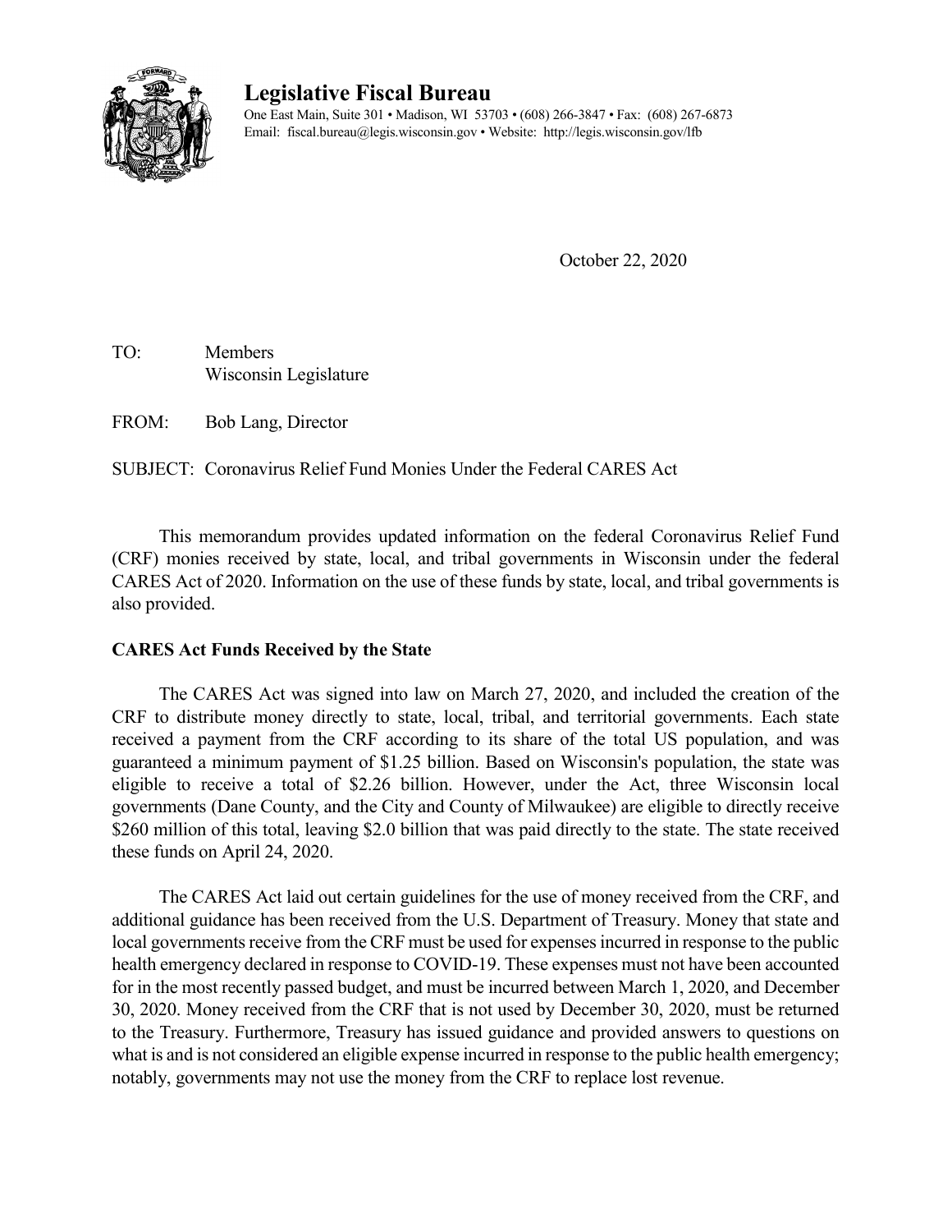# Legislative Fiscal Bureau

One East Main, Suite 301 • Madison, WI 53703 • (608) 266-3847 • Fax: (608) 267-6873
Email: fiscal.bureau@legis.wisconsin.gov • Website: http://legis.wisconsin.gov/lfb

October 22, 2020

TO: Members
Wisconsin Legislature

FROM: Bob Lang, Director

SUBJECT: Coronavirus Relief Fund Monies Under the Federal CARES Act

This memorandum provides updated information on the federal Coronavirus Relief Fund (CRF) monies received by state, local, and tribal governments in Wisconsin under the federal CARES Act of 2020. Information on the use of these funds by state, local, and tribal governments is also provided.

**CARES Act Funds Received by the State**

The CARES Act was signed into law on March 27, 2020, and included the creation of the CRF to distribute money directly to state, local, tribal, and territorial governments. Each state received a payment from the CRF according to its share of the total US population, and was guaranteed a minimum payment of $1.25 billion. Based on Wisconsin's population, the state was eligible to receive a total of $2.26 billion. However, under the Act, three Wisconsin local governments (Dane County, and the City and County of Milwaukee) are eligible to directly receive $260 million of this total, leaving $2.0 billion that was paid directly to the state. The state received these funds on April 24, 2020.

The CARES Act laid out certain guidelines for the use of money received from the CRF, and additional guidance has been received from the U.S. Department of Treasury. Money that state and local governments receive from the CRF must be used for expenses incurred in response to the public health emergency declared in response to COVID-19. These expenses must not have been accounted for in the most recently passed budget, and must be incurred between March 1, 2020, and December 30, 2020. Money received from the CRF that is not used by December 30, 2020, must be returned to the Treasury. Furthermore, Treasury has issued guidance and provided answers to questions on what is and is not considered an eligible expense incurred in response to the public health emergency; notably, governments may not use the money from the CRF to replace lost revenue.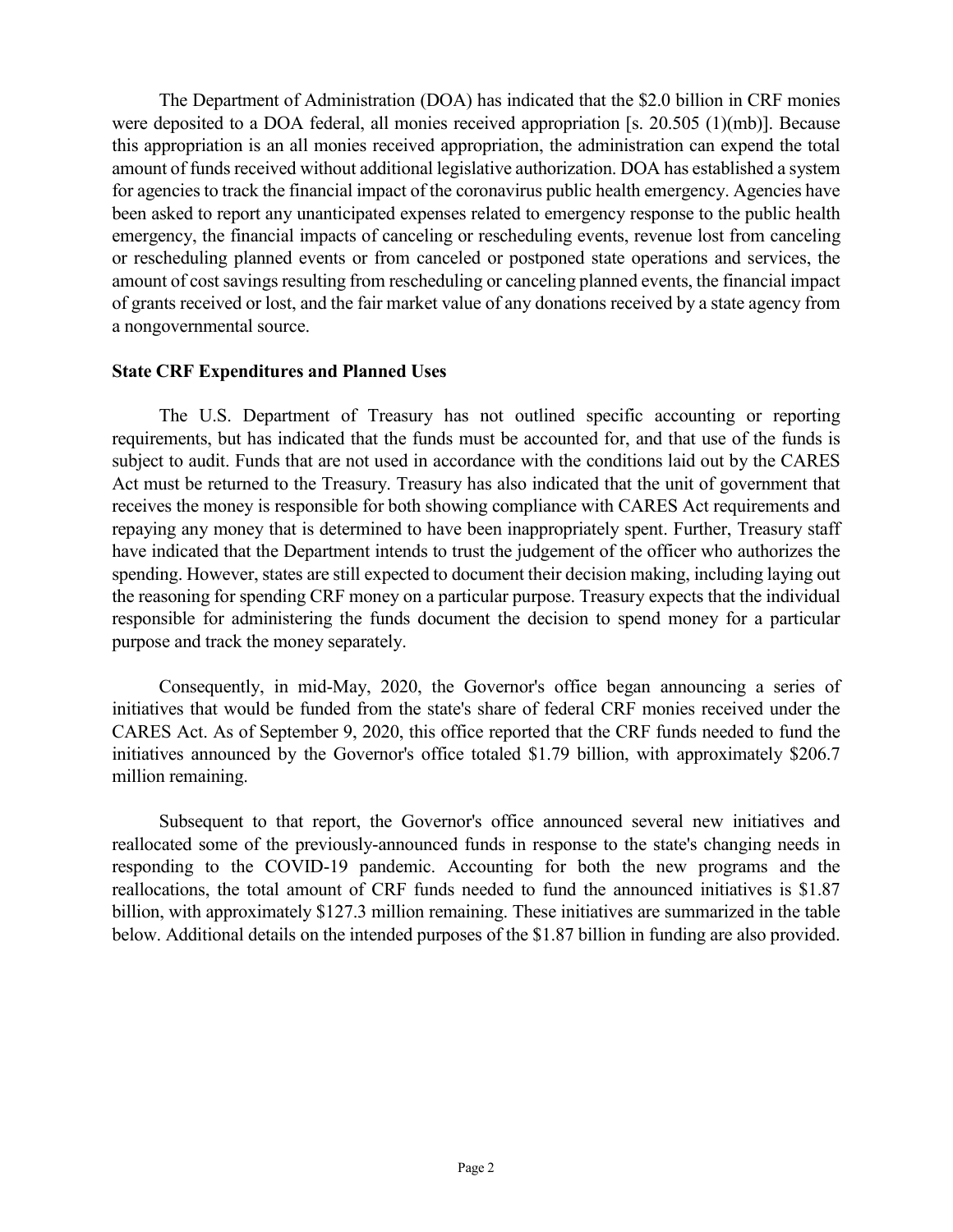The Department of Administration (DOA) has indicated that the $2.0 billion in CRF monies were deposited to a DOA federal, all monies received appropriation [s. 20.505 (1)(mb)]. Because this appropriation is an all monies received appropriation, the administration can expend the total amount of funds received without additional legislative authorization. DOA has established a system for agencies to track the financial impact of the coronavirus public health emergency. Agencies have been asked to report any unanticipated expenses related to emergency response to the public health emergency, the financial impacts of canceling or rescheduling events, revenue lost from canceling or rescheduling planned events or from canceled or postponed state operations and services, the amount of cost savings resulting from rescheduling or canceling planned events, the financial impact of grants received or lost, and the fair market value of any donations received by a state agency from a nongovernmental source.

**State CRF Expenditures and Planned Uses**

The U.S. Department of Treasury has not outlined specific accounting or reporting requirements, but has indicated that the funds must be accounted for, and that use of the funds is subject to audit. Funds that are not used in accordance with the conditions laid out by the CARES Act must be returned to the Treasury. Treasury has also indicated that the unit of government that receives the money is responsible for both showing compliance with CARES Act requirements and repaying any money that is determined to have been inappropriately spent. Further, Treasury staff have indicated that the Department intends to trust the judgement of the officer who authorizes the spending. However, states are still expected to document their decision making, including laying out the reasoning for spending CRF money on a particular purpose. Treasury expects that the individual responsible for administering the funds document the decision to spend money for a particular purpose and track the money separately.

Consequently, in mid-May, 2020, the Governor's office began announcing a series of initiatives that would be funded from the state's share of federal CRF monies received under the CARES Act. As of September 9, 2020, this office reported that the CRF funds needed to fund the initiatives announced by the Governor's office totaled $1.79 billion, with approximately $206.7 million remaining.

Subsequent to that report, the Governor's office announced several new initiatives and reallocated some of the previously-announced funds in response to the state's changing needs in responding to the COVID-19 pandemic. Accounting for both the new programs and the reallocations, the total amount of CRF funds needed to fund the announced initiatives is $1.87 billion, with approximately $127.3 million remaining. These initiatives are summarized in the table below. Additional details on the intended purposes of the $1.87 billion in funding are also provided.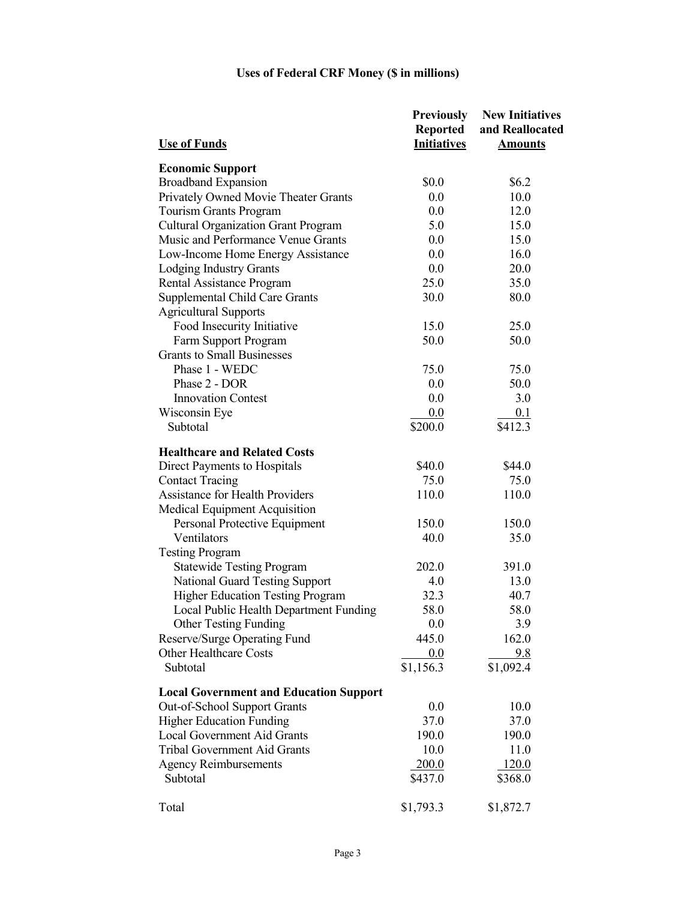**Uses of Federal CRF Money ($ in millions)**

| Use of Funds | Previously Reported Initiatives | New Initiatives and Reallocated Amounts |
|---|---|---|
| **Economic Support** | | |
| Broadband Expansion | $0.0 | $6.2 |
| Privately Owned Movie Theater Grants | 0.0 | 10.0 |
| Tourism Grants Program | 0.0 | 12.0 |
| Cultural Organization Grant Program | 5.0 | 15.0 |
| Music and Performance Venue Grants | 0.0 | 15.0 |
| Low-Income Home Energy Assistance | 0.0 | 16.0 |
| Lodging Industry Grants | 0.0 | 20.0 |
| Rental Assistance Program | 25.0 | 35.0 |
| Supplemental Child Care Grants | 30.0 | 80.0 |
| Agricultural Supports | | |
| Food Insecurity Initiative | 15.0 | 25.0 |
| Farm Support Program | 50.0 | 50.0 |
| Grants to Small Businesses | | |
| Phase 1 - WEDC | 75.0 | 75.0 |
| Phase 2 - DOR | 0.0 | 50.0 |
| Innovation Contest | 0.0 | 3.0 |
| Wisconsin Eye | 0.0 | 0.1 |
| Subtotal | $200.0 | $412.3 |
| **Healthcare and Related Costs** | | |
| Direct Payments to Hospitals | $40.0 | $44.0 |
| Contact Tracing | 75.0 | 75.0 |
| Assistance for Health Providers | 110.0 | 110.0 |
| Medical Equipment Acquisition | | |
| Personal Protective Equipment | 150.0 | 150.0 |
| Ventilators | 40.0 | 35.0 |
| Testing Program | | |
| Statewide Testing Program | 202.0 | 391.0 |
| National Guard Testing Support | 4.0 | 13.0 |
| Higher Education Testing Program | 32.3 | 40.7 |
| Local Public Health Department Funding | 58.0 | 58.0 |
| Other Testing Funding | 0.0 | 3.9 |
| Reserve/Surge Operating Fund | 445.0 | 162.0 |
| Other Healthcare Costs | 0.0 | 9.8 |
| Subtotal | $1,156.3 | $1,092.4 |
| **Local Government and Education Support** | | |
| Out-of-School Support Grants | 0.0 | 10.0 |
| Higher Education Funding | 37.0 | 37.0 |
| Local Government Aid Grants | 190.0 | 190.0 |
| Tribal Government Aid Grants | 10.0 | 11.0 |
| Agency Reimbursements | 200.0 | 120.0 |
| Subtotal | $437.0 | $368.0 |
| Total | $1,793.3 | $1,872.7 |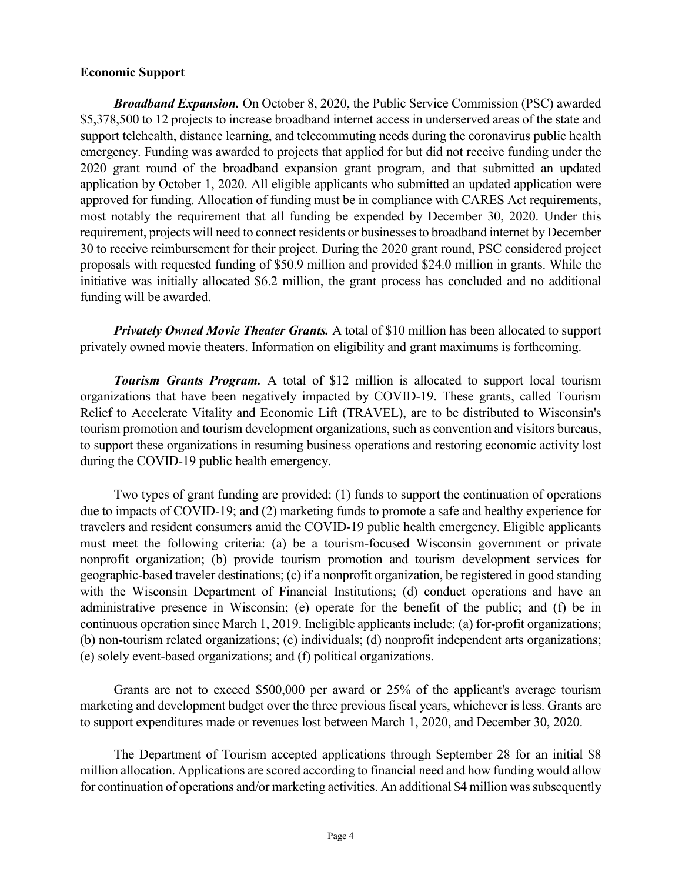**Economic Support**

***Broadband Expansion.*** On October 8, 2020, the Public Service Commission (PSC) awarded $5,378,500 to 12 projects to increase broadband internet access in underserved areas of the state and support telehealth, distance learning, and telecommuting needs during the coronavirus public health emergency. Funding was awarded to projects that applied for but did not receive funding under the 2020 grant round of the broadband expansion grant program, and that submitted an updated application by October 1, 2020. All eligible applicants who submitted an updated application were approved for funding. Allocation of funding must be in compliance with CARES Act requirements, most notably the requirement that all funding be expended by December 30, 2020. Under this requirement, projects will need to connect residents or businesses to broadband internet by December 30 to receive reimbursement for their project. During the 2020 grant round, PSC considered project proposals with requested funding of $50.9 million and provided $24.0 million in grants. While the initiative was initially allocated $6.2 million, the grant process has concluded and no additional funding will be awarded.

***Privately Owned Movie Theater Grants.*** A total of $10 million has been allocated to support privately owned movie theaters. Information on eligibility and grant maximums is forthcoming.

***Tourism Grants Program.*** A total of $12 million is allocated to support local tourism organizations that have been negatively impacted by COVID-19. These grants, called Tourism Relief to Accelerate Vitality and Economic Lift (TRAVEL), are to be distributed to Wisconsin's tourism promotion and tourism development organizations, such as convention and visitors bureaus, to support these organizations in resuming business operations and restoring economic activity lost during the COVID-19 public health emergency.

Two types of grant funding are provided: (1) funds to support the continuation of operations due to impacts of COVID-19; and (2) marketing funds to promote a safe and healthy experience for travelers and resident consumers amid the COVID-19 public health emergency. Eligible applicants must meet the following criteria: (a) be a tourism-focused Wisconsin government or private nonprofit organization; (b) provide tourism promotion and tourism development services for geographic-based traveler destinations; (c) if a nonprofit organization, be registered in good standing with the Wisconsin Department of Financial Institutions; (d) conduct operations and have an administrative presence in Wisconsin; (e) operate for the benefit of the public; and (f) be in continuous operation since March 1, 2019. Ineligible applicants include: (a) for-profit organizations; (b) non-tourism related organizations; (c) individuals; (d) nonprofit independent arts organizations; (e) solely event-based organizations; and (f) political organizations.

Grants are not to exceed $500,000 per award or 25% of the applicant's average tourism marketing and development budget over the three previous fiscal years, whichever is less. Grants are to support expenditures made or revenues lost between March 1, 2020, and December 30, 2020.

The Department of Tourism accepted applications through September 28 for an initial $8 million allocation. Applications are scored according to financial need and how funding would allow for continuation of operations and/or marketing activities. An additional $4 million was subsequently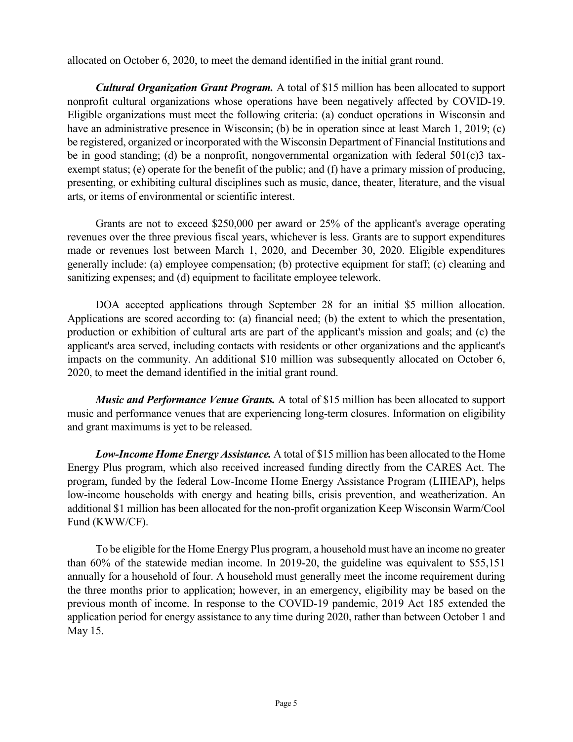allocated on October 6, 2020, to meet the demand identified in the initial grant round.

***Cultural Organization Grant Program.*** A total of $15 million has been allocated to support nonprofit cultural organizations whose operations have been negatively affected by COVID-19. Eligible organizations must meet the following criteria: (a) conduct operations in Wisconsin and have an administrative presence in Wisconsin; (b) be in operation since at least March 1, 2019; (c) be registered, organized or incorporated with the Wisconsin Department of Financial Institutions and be in good standing; (d) be a nonprofit, nongovernmental organization with federal 501(c)3 tax-exempt status; (e) operate for the benefit of the public; and (f) have a primary mission of producing, presenting, or exhibiting cultural disciplines such as music, dance, theater, literature, and the visual arts, or items of environmental or scientific interest.

Grants are not to exceed $250,000 per award or 25% of the applicant's average operating revenues over the three previous fiscal years, whichever is less. Grants are to support expenditures made or revenues lost between March 1, 2020, and December 30, 2020. Eligible expenditures generally include: (a) employee compensation; (b) protective equipment for staff; (c) cleaning and sanitizing expenses; and (d) equipment to facilitate employee telework.

DOA accepted applications through September 28 for an initial $5 million allocation. Applications are scored according to: (a) financial need; (b) the extent to which the presentation, production or exhibition of cultural arts are part of the applicant's mission and goals; and (c) the applicant's area served, including contacts with residents or other organizations and the applicant's impacts on the community. An additional $10 million was subsequently allocated on October 6, 2020, to meet the demand identified in the initial grant round.

***Music and Performance Venue Grants.*** A total of $15 million has been allocated to support music and performance venues that are experiencing long-term closures. Information on eligibility and grant maximums is yet to be released.

***Low-Income Home Energy Assistance.*** A total of $15 million has been allocated to the Home Energy Plus program, which also received increased funding directly from the CARES Act. The program, funded by the federal Low-Income Home Energy Assistance Program (LIHEAP), helps low-income households with energy and heating bills, crisis prevention, and weatherization. An additional $1 million has been allocated for the non-profit organization Keep Wisconsin Warm/Cool Fund (KWW/CF).

To be eligible for the Home Energy Plus program, a household must have an income no greater than 60% of the statewide median income. In 2019-20, the guideline was equivalent to $55,151 annually for a household of four. A household must generally meet the income requirement during the three months prior to application; however, in an emergency, eligibility may be based on the previous month of income. In response to the COVID-19 pandemic, 2019 Act 185 extended the application period for energy assistance to any time during 2020, rather than between October 1 and May 15.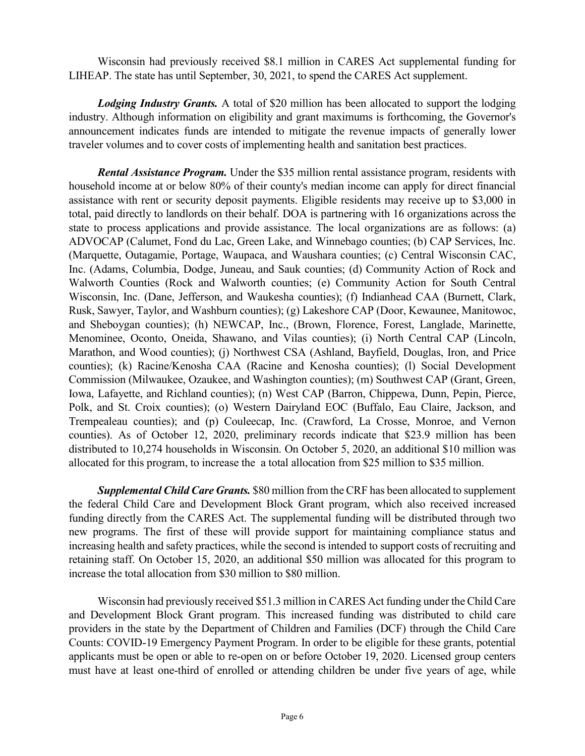Wisconsin had previously received $8.1 million in CARES Act supplemental funding for LIHEAP. The state has until September, 30, 2021, to spend the CARES Act supplement.

***Lodging Industry Grants.*** A total of $20 million has been allocated to support the lodging industry. Although information on eligibility and grant maximums is forthcoming, the Governor's announcement indicates funds are intended to mitigate the revenue impacts of generally lower traveler volumes and to cover costs of implementing health and sanitation best practices.

***Rental Assistance Program.*** Under the $35 million rental assistance program, residents with household income at or below 80% of their county's median income can apply for direct financial assistance with rent or security deposit payments. Eligible residents may receive up to $3,000 in total, paid directly to landlords on their behalf. DOA is partnering with 16 organizations across the state to process applications and provide assistance. The local organizations are as follows: (a) ADVOCAP (Calumet, Fond du Lac, Green Lake, and Winnebago counties; (b) CAP Services, Inc. (Marquette, Outagamie, Portage, Waupaca, and Waushara counties; (c) Central Wisconsin CAC, Inc. (Adams, Columbia, Dodge, Juneau, and Sauk counties; (d) Community Action of Rock and Walworth Counties (Rock and Walworth counties; (e) Community Action for South Central Wisconsin, Inc. (Dane, Jefferson, and Waukesha counties); (f) Indianhead CAA (Burnett, Clark, Rusk, Sawyer, Taylor, and Washburn counties); (g) Lakeshore CAP (Door, Kewaunee, Manitowoc, and Sheboygan counties); (h) NEWCAP, Inc., (Brown, Florence, Forest, Langlade, Marinette, Menominee, Oconto, Oneida, Shawano, and Vilas counties); (i) North Central CAP (Lincoln, Marathon, and Wood counties); (j) Northwest CSA (Ashland, Bayfield, Douglas, Iron, and Price counties); (k) Racine/Kenosha CAA (Racine and Kenosha counties); (l) Social Development Commission (Milwaukee, Ozaukee, and Washington counties); (m) Southwest CAP (Grant, Green, Iowa, Lafayette, and Richland counties); (n) West CAP (Barron, Chippewa, Dunn, Pepin, Pierce, Polk, and St. Croix counties); (o) Western Dairyland EOC (Buffalo, Eau Claire, Jackson, and Trempealeau counties); and (p) Couleecap, Inc. (Crawford, La Crosse, Monroe, and Vernon counties). As of October 12, 2020, preliminary records indicate that $23.9 million has been distributed to 10,274 households in Wisconsin. On October 5, 2020, an additional $10 million was allocated for this program, to increase the a total allocation from $25 million to $35 million.

***Supplemental Child Care Grants.*** $80 million from the CRF has been allocated to supplement the federal Child Care and Development Block Grant program, which also received increased funding directly from the CARES Act. The supplemental funding will be distributed through two new programs. The first of these will provide support for maintaining compliance status and increasing health and safety practices, while the second is intended to support costs of recruiting and retaining staff. On October 15, 2020, an additional $50 million was allocated for this program to increase the total allocation from $30 million to $80 million.

Wisconsin had previously received $51.3 million in CARES Act funding under the Child Care and Development Block Grant program. This increased funding was distributed to child care providers in the state by the Department of Children and Families (DCF) through the Child Care Counts: COVID-19 Emergency Payment Program. In order to be eligible for these grants, potential applicants must be open or able to re-open on or before October 19, 2020. Licensed group centers must have at least one-third of enrolled or attending children be under five years of age, while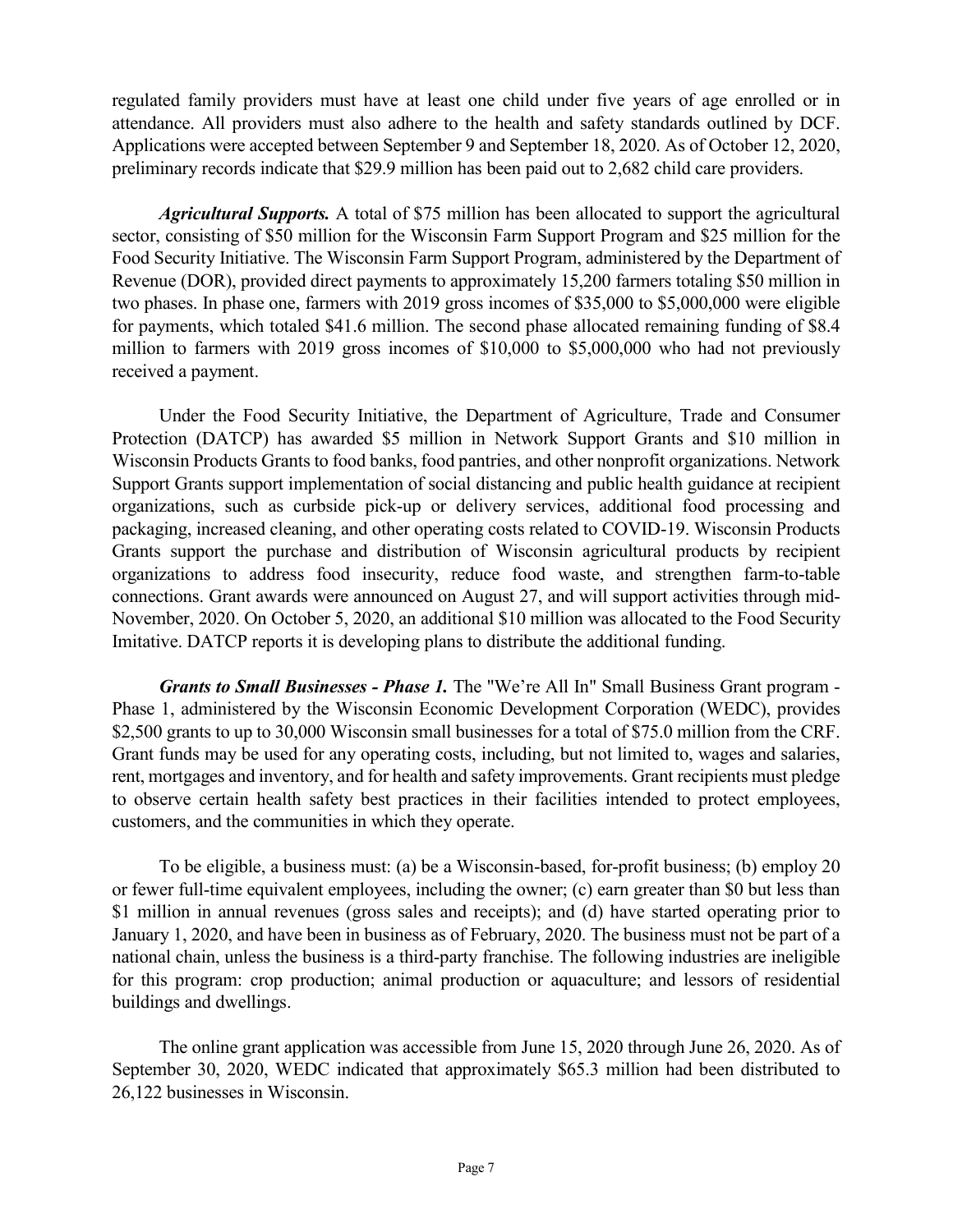regulated family providers must have at least one child under five years of age enrolled or in attendance. All providers must also adhere to the health and safety standards outlined by DCF. Applications were accepted between September 9 and September 18, 2020. As of October 12, 2020, preliminary records indicate that $29.9 million has been paid out to 2,682 child care providers.

***Agricultural Supports.*** A total of $75 million has been allocated to support the agricultural sector, consisting of $50 million for the Wisconsin Farm Support Program and $25 million for the Food Security Initiative. The Wisconsin Farm Support Program, administered by the Department of Revenue (DOR), provided direct payments to approximately 15,200 farmers totaling $50 million in two phases. In phase one, farmers with 2019 gross incomes of $35,000 to $5,000,000 were eligible for payments, which totaled $41.6 million. The second phase allocated remaining funding of $8.4 million to farmers with 2019 gross incomes of $10,000 to $5,000,000 who had not previously received a payment.

Under the Food Security Initiative, the Department of Agriculture, Trade and Consumer Protection (DATCP) has awarded $5 million in Network Support Grants and $10 million in Wisconsin Products Grants to food banks, food pantries, and other nonprofit organizations. Network Support Grants support implementation of social distancing and public health guidance at recipient organizations, such as curbside pick-up or delivery services, additional food processing and packaging, increased cleaning, and other operating costs related to COVID-19. Wisconsin Products Grants support the purchase and distribution of Wisconsin agricultural products by recipient organizations to address food insecurity, reduce food waste, and strengthen farm-to-table connections. Grant awards were announced on August 27, and will support activities through mid-November, 2020. On October 5, 2020, an additional $10 million was allocated to the Food Security Imitative. DATCP reports it is developing plans to distribute the additional funding.

***Grants to Small Businesses - Phase 1.*** The "We're All In" Small Business Grant program - Phase 1, administered by the Wisconsin Economic Development Corporation (WEDC), provides $2,500 grants to up to 30,000 Wisconsin small businesses for a total of $75.0 million from the CRF. Grant funds may be used for any operating costs, including, but not limited to, wages and salaries, rent, mortgages and inventory, and for health and safety improvements. Grant recipients must pledge to observe certain health safety best practices in their facilities intended to protect employees, customers, and the communities in which they operate.

To be eligible, a business must: (a) be a Wisconsin-based, for-profit business; (b) employ 20 or fewer full-time equivalent employees, including the owner; (c) earn greater than $0 but less than $1 million in annual revenues (gross sales and receipts); and (d) have started operating prior to January 1, 2020, and have been in business as of February, 2020. The business must not be part of a national chain, unless the business is a third-party franchise. The following industries are ineligible for this program: crop production; animal production or aquaculture; and lessors of residential buildings and dwellings.

The online grant application was accessible from June 15, 2020 through June 26, 2020. As of September 30, 2020, WEDC indicated that approximately $65.3 million had been distributed to 26,122 businesses in Wisconsin.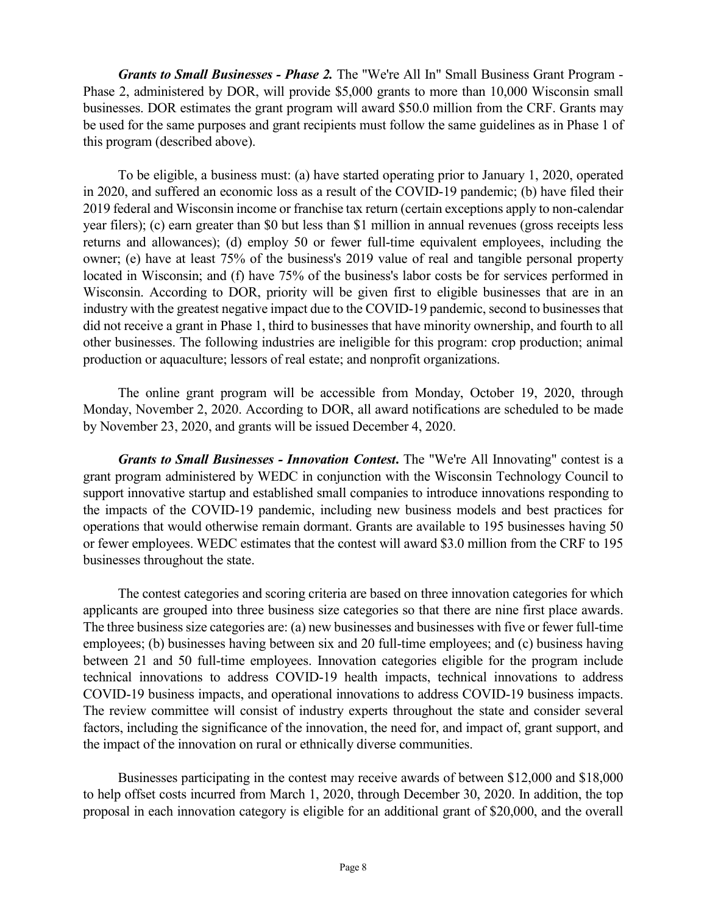***Grants to Small Businesses - Phase 2.*** The "We're All In" Small Business Grant Program - Phase 2, administered by DOR, will provide $5,000 grants to more than 10,000 Wisconsin small businesses. DOR estimates the grant program will award $50.0 million from the CRF. Grants may be used for the same purposes and grant recipients must follow the same guidelines as in Phase 1 of this program (described above).

To be eligible, a business must: (a) have started operating prior to January 1, 2020, operated in 2020, and suffered an economic loss as a result of the COVID-19 pandemic; (b) have filed their 2019 federal and Wisconsin income or franchise tax return (certain exceptions apply to non-calendar year filers); (c) earn greater than $0 but less than $1 million in annual revenues (gross receipts less returns and allowances); (d) employ 50 or fewer full-time equivalent employees, including the owner; (e) have at least 75% of the business's 2019 value of real and tangible personal property located in Wisconsin; and (f) have 75% of the business's labor costs be for services performed in Wisconsin. According to DOR, priority will be given first to eligible businesses that are in an industry with the greatest negative impact due to the COVID-19 pandemic, second to businesses that did not receive a grant in Phase 1, third to businesses that have minority ownership, and fourth to all other businesses. The following industries are ineligible for this program: crop production; animal production or aquaculture; lessors of real estate; and nonprofit organizations.

The online grant program will be accessible from Monday, October 19, 2020, through Monday, November 2, 2020. According to DOR, all award notifications are scheduled to be made by November 23, 2020, and grants will be issued December 4, 2020.

***Grants to Small Businesses - Innovation Contest***. The "We're All Innovating" contest is a grant program administered by WEDC in conjunction with the Wisconsin Technology Council to support innovative startup and established small companies to introduce innovations responding to the impacts of the COVID-19 pandemic, including new business models and best practices for operations that would otherwise remain dormant. Grants are available to 195 businesses having 50 or fewer employees. WEDC estimates that the contest will award $3.0 million from the CRF to 195 businesses throughout the state.

The contest categories and scoring criteria are based on three innovation categories for which applicants are grouped into three business size categories so that there are nine first place awards. The three business size categories are: (a) new businesses and businesses with five or fewer full-time employees; (b) businesses having between six and 20 full-time employees; and (c) business having between 21 and 50 full-time employees. Innovation categories eligible for the program include technical innovations to address COVID-19 health impacts, technical innovations to address COVID-19 business impacts, and operational innovations to address COVID-19 business impacts. The review committee will consist of industry experts throughout the state and consider several factors, including the significance of the innovation, the need for, and impact of, grant support, and the impact of the innovation on rural or ethnically diverse communities.

Businesses participating in the contest may receive awards of between $12,000 and $18,000 to help offset costs incurred from March 1, 2020, through December 30, 2020. In addition, the top proposal in each innovation category is eligible for an additional grant of $20,000, and the overall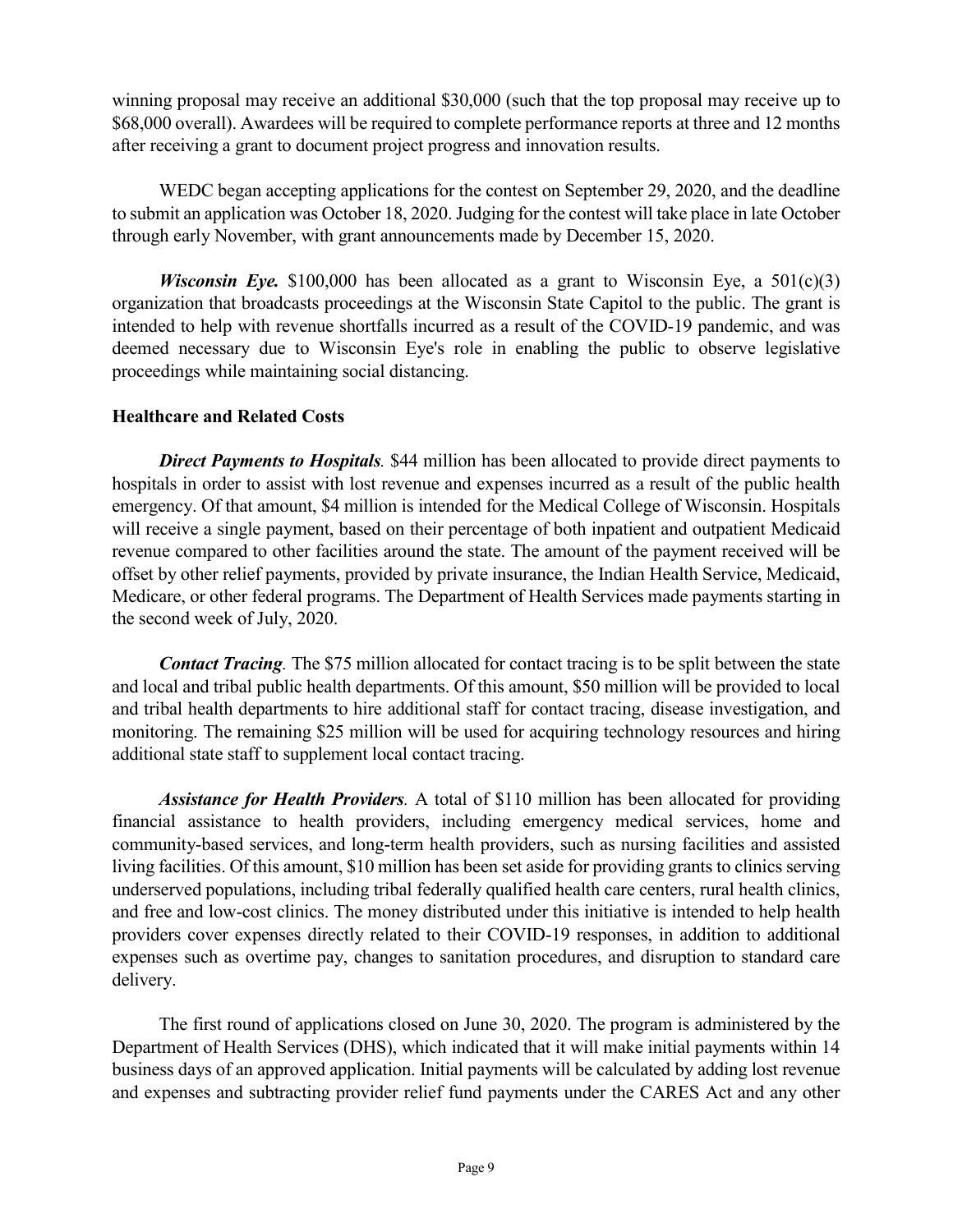winning proposal may receive an additional $30,000 (such that the top proposal may receive up to $68,000 overall). Awardees will be required to complete performance reports at three and 12 months after receiving a grant to document project progress and innovation results.

WEDC began accepting applications for the contest on September 29, 2020, and the deadline to submit an application was October 18, 2020. Judging for the contest will take place in late October through early November, with grant announcements made by December 15, 2020.

***Wisconsin Eye.*** $100,000 has been allocated as a grant to Wisconsin Eye, a 501(c)(3) organization that broadcasts proceedings at the Wisconsin State Capitol to the public. The grant is intended to help with revenue shortfalls incurred as a result of the COVID-19 pandemic, and was deemed necessary due to Wisconsin Eye's role in enabling the public to observe legislative proceedings while maintaining social distancing.

**Healthcare and Related Costs**

***Direct Payments to Hospitals.*** $44 million has been allocated to provide direct payments to hospitals in order to assist with lost revenue and expenses incurred as a result of the public health emergency. Of that amount, $4 million is intended for the Medical College of Wisconsin. Hospitals will receive a single payment, based on their percentage of both inpatient and outpatient Medicaid revenue compared to other facilities around the state. The amount of the payment received will be offset by other relief payments, provided by private insurance, the Indian Health Service, Medicaid, Medicare, or other federal programs. The Department of Health Services made payments starting in the second week of July, 2020.

***Contact Tracing.*** The $75 million allocated for contact tracing is to be split between the state and local and tribal public health departments. Of this amount, $50 million will be provided to local and tribal health departments to hire additional staff for contact tracing, disease investigation, and monitoring. The remaining $25 million will be used for acquiring technology resources and hiring additional state staff to supplement local contact tracing.

***Assistance for Health Providers.*** A total of $110 million has been allocated for providing financial assistance to health providers, including emergency medical services, home and community-based services, and long-term health providers, such as nursing facilities and assisted living facilities. Of this amount, $10 million has been set aside for providing grants to clinics serving underserved populations, including tribal federally qualified health care centers, rural health clinics, and free and low-cost clinics. The money distributed under this initiative is intended to help health providers cover expenses directly related to their COVID-19 responses, in addition to additional expenses such as overtime pay, changes to sanitation procedures, and disruption to standard care delivery.

The first round of applications closed on June 30, 2020. The program is administered by the Department of Health Services (DHS), which indicated that it will make initial payments within 14 business days of an approved application. Initial payments will be calculated by adding lost revenue and expenses and subtracting provider relief fund payments under the CARES Act and any other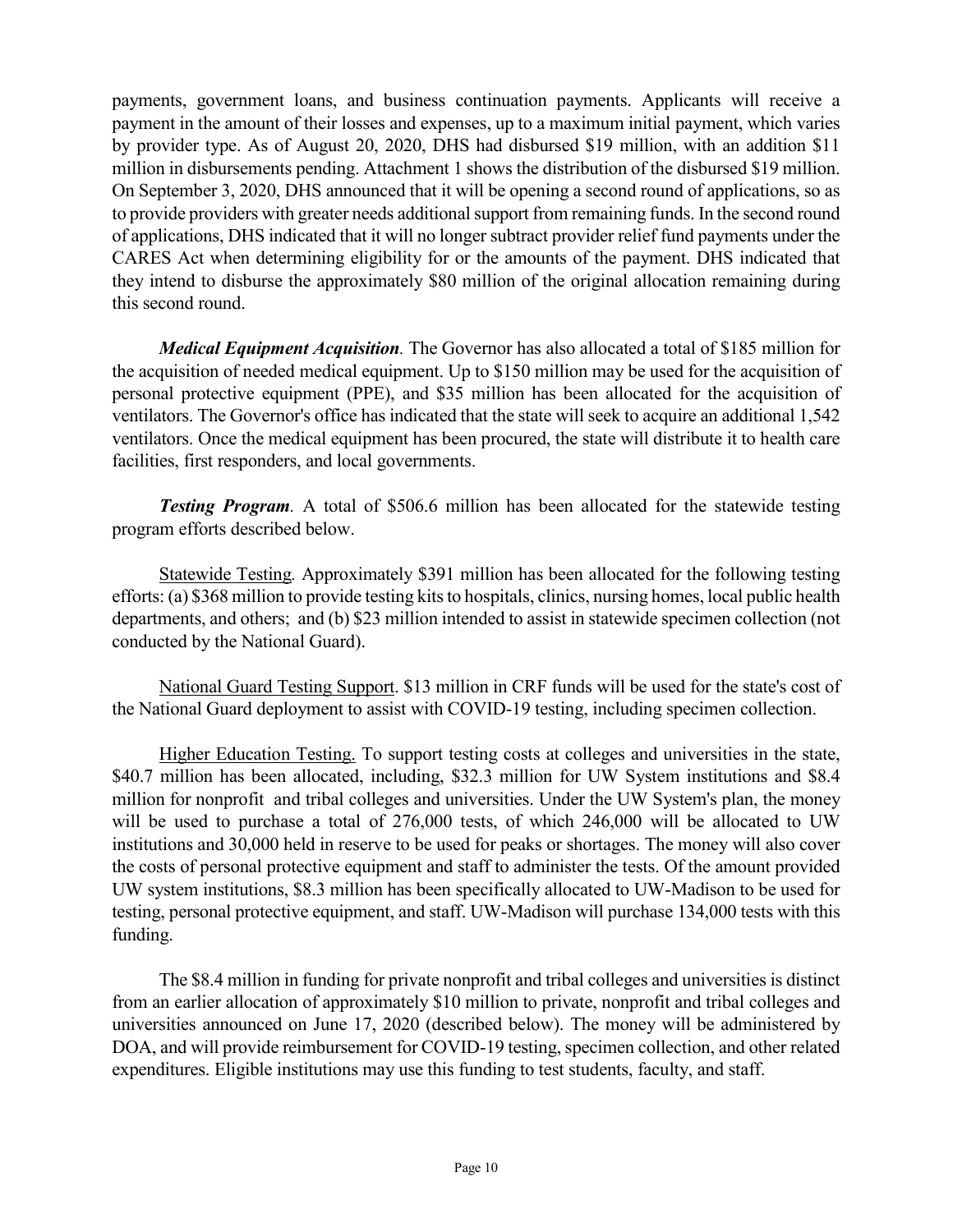payments, government loans, and business continuation payments. Applicants will receive a payment in the amount of their losses and expenses, up to a maximum initial payment, which varies by provider type. As of August 20, 2020, DHS had disbursed $19 million, with an addition $11 million in disbursements pending. Attachment 1 shows the distribution of the disbursed $19 million. On September 3, 2020, DHS announced that it will be opening a second round of applications, so as to provide providers with greater needs additional support from remaining funds. In the second round of applications, DHS indicated that it will no longer subtract provider relief fund payments under the CARES Act when determining eligibility for or the amounts of the payment. DHS indicated that they intend to disburse the approximately $80 million of the original allocation remaining during this second round.

***Medical Equipment Acquisition.*** The Governor has also allocated a total of $185 million for the acquisition of needed medical equipment. Up to $150 million may be used for the acquisition of personal protective equipment (PPE), and $35 million has been allocated for the acquisition of ventilators. The Governor's office has indicated that the state will seek to acquire an additional 1,542 ventilators. Once the medical equipment has been procured, the state will distribute it to health care facilities, first responders, and local governments.

***Testing Program***. A total of $506.6 million has been allocated for the statewide testing program efforts described below.

Statewide Testing. Approximately $391 million has been allocated for the following testing efforts: (a) $368 million to provide testing kits to hospitals, clinics, nursing homes, local public health departments, and others; and (b) $23 million intended to assist in statewide specimen collection (not conducted by the National Guard).

National Guard Testing Support. $13 million in CRF funds will be used for the state's cost of the National Guard deployment to assist with COVID-19 testing, including specimen collection.

Higher Education Testing. To support testing costs at colleges and universities in the state, $40.7 million has been allocated, including, $32.3 million for UW System institutions and $8.4 million for nonprofit and tribal colleges and universities. Under the UW System's plan, the money will be used to purchase a total of 276,000 tests, of which 246,000 will be allocated to UW institutions and 30,000 held in reserve to be used for peaks or shortages. The money will also cover the costs of personal protective equipment and staff to administer the tests. Of the amount provided UW system institutions, $8.3 million has been specifically allocated to UW-Madison to be used for testing, personal protective equipment, and staff. UW-Madison will purchase 134,000 tests with this funding.

The $8.4 million in funding for private nonprofit and tribal colleges and universities is distinct from an earlier allocation of approximately $10 million to private, nonprofit and tribal colleges and universities announced on June 17, 2020 (described below). The money will be administered by DOA, and will provide reimbursement for COVID-19 testing, specimen collection, and other related expenditures. Eligible institutions may use this funding to test students, faculty, and staff.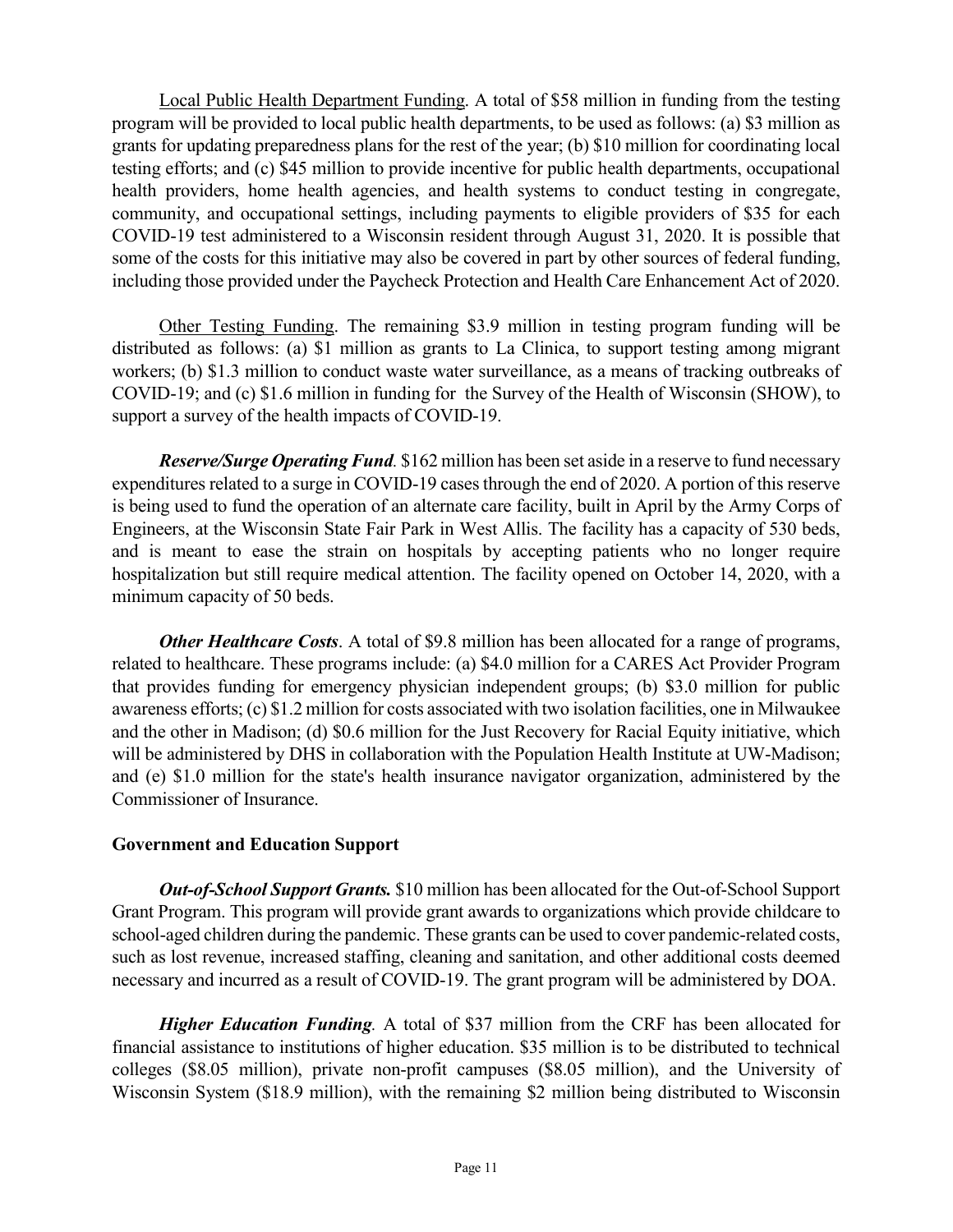<u>Local Public Health Department Funding</u>. A total of $58 million in funding from the testing program will be provided to local public health departments, to be used as follows: (a) $3 million as grants for updating preparedness plans for the rest of the year; (b) $10 million for coordinating local testing efforts; and (c) $45 million to provide incentive for public health departments, occupational health providers, home health agencies, and health systems to conduct testing in congregate, community, and occupational settings, including payments to eligible providers of $35 for each COVID-19 test administered to a Wisconsin resident through August 31, 2020. It is possible that some of the costs for this initiative may also be covered in part by other sources of federal funding, including those provided under the Paycheck Protection and Health Care Enhancement Act of 2020.

<u>Other Testing Funding</u>. The remaining $3.9 million in testing program funding will be distributed as follows: (a) $1 million as grants to La Clinica, to support testing among migrant workers; (b) $1.3 million to conduct waste water surveillance, as a means of tracking outbreaks of COVID-19; and (c) $1.6 million in funding for the Survey of the Health of Wisconsin (SHOW), to support a survey of the health impacts of COVID-19.

***Reserve/Surge Operating Fund***. $162 million has been set aside in a reserve to fund necessary expenditures related to a surge in COVID-19 cases through the end of 2020. A portion of this reserve is being used to fund the operation of an alternate care facility, built in April by the Army Corps of Engineers, at the Wisconsin State Fair Park in West Allis. The facility has a capacity of 530 beds, and is meant to ease the strain on hospitals by accepting patients who no longer require hospitalization but still require medical attention. The facility opened on October 14, 2020, with a minimum capacity of 50 beds.

***Other Healthcare Costs***. A total of $9.8 million has been allocated for a range of programs, related to healthcare. These programs include: (a) $4.0 million for a CARES Act Provider Program that provides funding for emergency physician independent groups; (b) $3.0 million for public awareness efforts; (c) $1.2 million for costs associated with two isolation facilities, one in Milwaukee and the other in Madison; (d) $0.6 million for the Just Recovery for Racial Equity initiative, which will be administered by DHS in collaboration with the Population Health Institute at UW-Madison; and (e) $1.0 million for the state's health insurance navigator organization, administered by the Commissioner of Insurance.

**Government and Education Support**

***Out-of-School Support Grants.*** $10 million has been allocated for the Out-of-School Support Grant Program. This program will provide grant awards to organizations which provide childcare to school-aged children during the pandemic. These grants can be used to cover pandemic-related costs, such as lost revenue, increased staffing, cleaning and sanitation, and other additional costs deemed necessary and incurred as a result of COVID-19. The grant program will be administered by DOA.

***Higher Education Funding***. A total of $37 million from the CRF has been allocated for financial assistance to institutions of higher education. $35 million is to be distributed to technical colleges ($8.05 million), private non-profit campuses ($8.05 million), and the University of Wisconsin System ($18.9 million), with the remaining $2 million being distributed to Wisconsin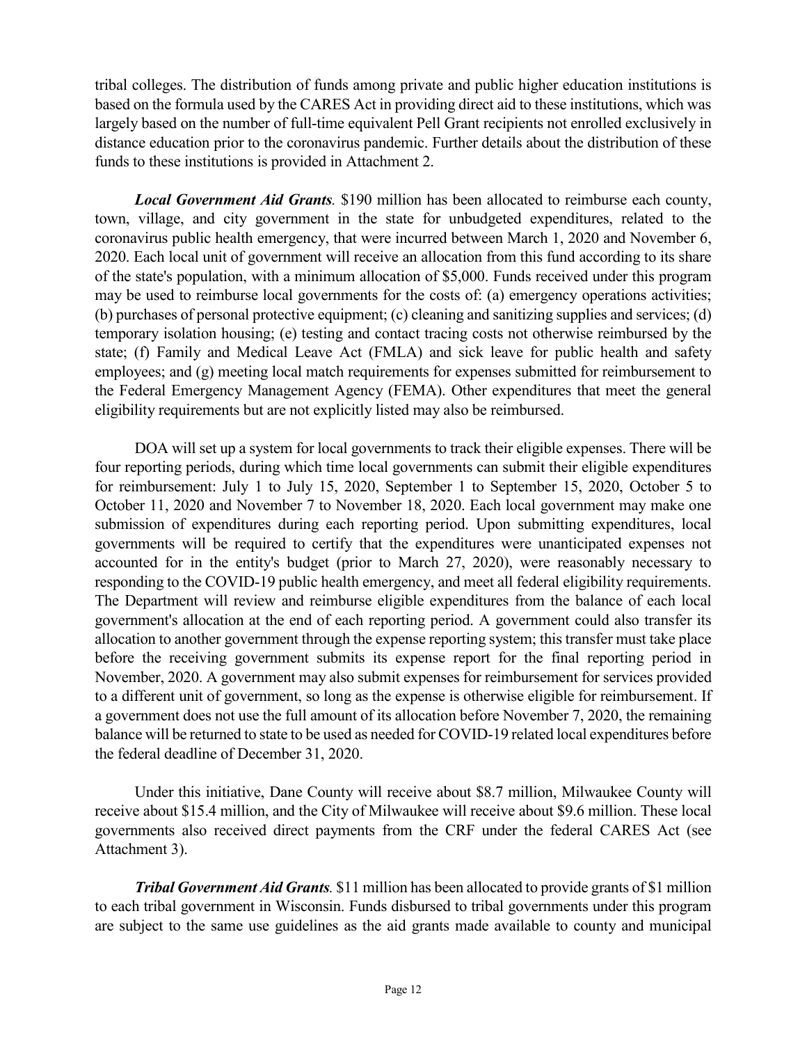tribal colleges. The distribution of funds among private and public higher education institutions is based on the formula used by the CARES Act in providing direct aid to these institutions, which was largely based on the number of full-time equivalent Pell Grant recipients not enrolled exclusively in distance education prior to the coronavirus pandemic. Further details about the distribution of these funds to these institutions is provided in Attachment 2.

***Local Government Aid Grants****.* \$190 million has been allocated to reimburse each county, town, village, and city government in the state for unbudgeted expenditures, related to the coronavirus public health emergency, that were incurred between March 1, 2020 and November 6, 2020. Each local unit of government will receive an allocation from this fund according to its share of the state's population, with a minimum allocation of \$5,000. Funds received under this program may be used to reimburse local governments for the costs of: (a) emergency operations activities; (b) purchases of personal protective equipment; (c) cleaning and sanitizing supplies and services; (d) temporary isolation housing; (e) testing and contact tracing costs not otherwise reimbursed by the state; (f) Family and Medical Leave Act (FMLA) and sick leave for public health and safety employees; and (g) meeting local match requirements for expenses submitted for reimbursement to the Federal Emergency Management Agency (FEMA). Other expenditures that meet the general eligibility requirements but are not explicitly listed may also be reimbursed.

DOA will set up a system for local governments to track their eligible expenses. There will be four reporting periods, during which time local governments can submit their eligible expenditures for reimbursement: July 1 to July 15, 2020, September 1 to September 15, 2020, October 5 to October 11, 2020 and November 7 to November 18, 2020. Each local government may make one submission of expenditures during each reporting period. Upon submitting expenditures, local governments will be required to certify that the expenditures were unanticipated expenses not accounted for in the entity's budget (prior to March 27, 2020), were reasonably necessary to responding to the COVID-19 public health emergency, and meet all federal eligibility requirements. The Department will review and reimburse eligible expenditures from the balance of each local government's allocation at the end of each reporting period. A government could also transfer its allocation to another government through the expense reporting system; this transfer must take place before the receiving government submits its expense report for the final reporting period in November, 2020. A government may also submit expenses for reimbursement for services provided to a different unit of government, so long as the expense is otherwise eligible for reimbursement. If a government does not use the full amount of its allocation before November 7, 2020, the remaining balance will be returned to state to be used as needed for COVID-19 related local expenditures before the federal deadline of December 31, 2020.

Under this initiative, Dane County will receive about \$8.7 million, Milwaukee County will receive about \$15.4 million, and the City of Milwaukee will receive about \$9.6 million. These local governments also received direct payments from the CRF under the federal CARES Act (see Attachment 3).

***Tribal Government Aid Grants****.* \$11 million has been allocated to provide grants of \$1 million to each tribal government in Wisconsin. Funds disbursed to tribal governments under this program are subject to the same use guidelines as the aid grants made available to county and municipal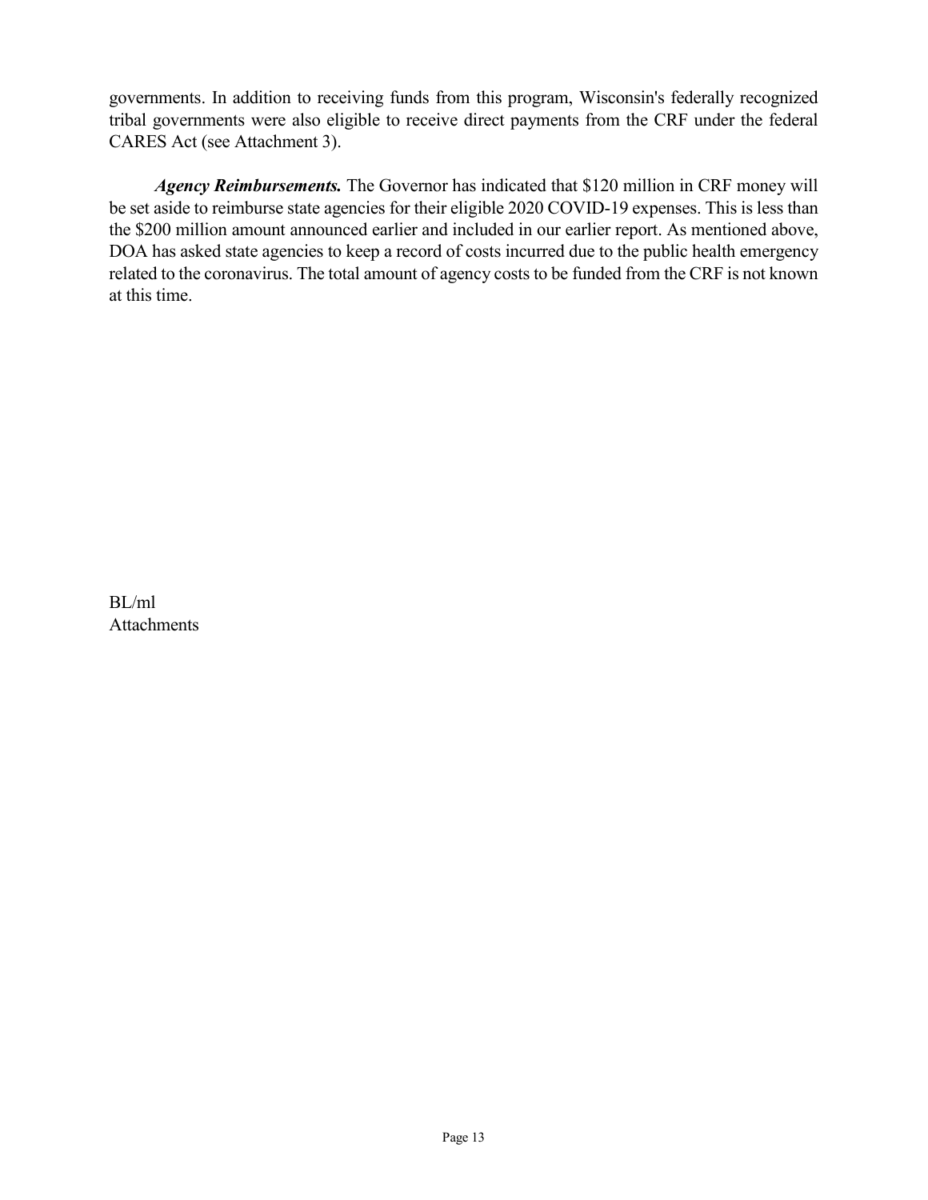governments. In addition to receiving funds from this program, Wisconsin's federally recognized tribal governments were also eligible to receive direct payments from the CRF under the federal CARES Act (see Attachment 3).

***Agency Reimbursements.*** The Governor has indicated that $120 million in CRF money will be set aside to reimburse state agencies for their eligible 2020 COVID-19 expenses. This is less than the $200 million amount announced earlier and included in our earlier report. As mentioned above, DOA has asked state agencies to keep a record of costs incurred due to the public health emergency related to the coronavirus. The total amount of agency costs to be funded from the CRF is not known at this time.

BL/ml
Attachments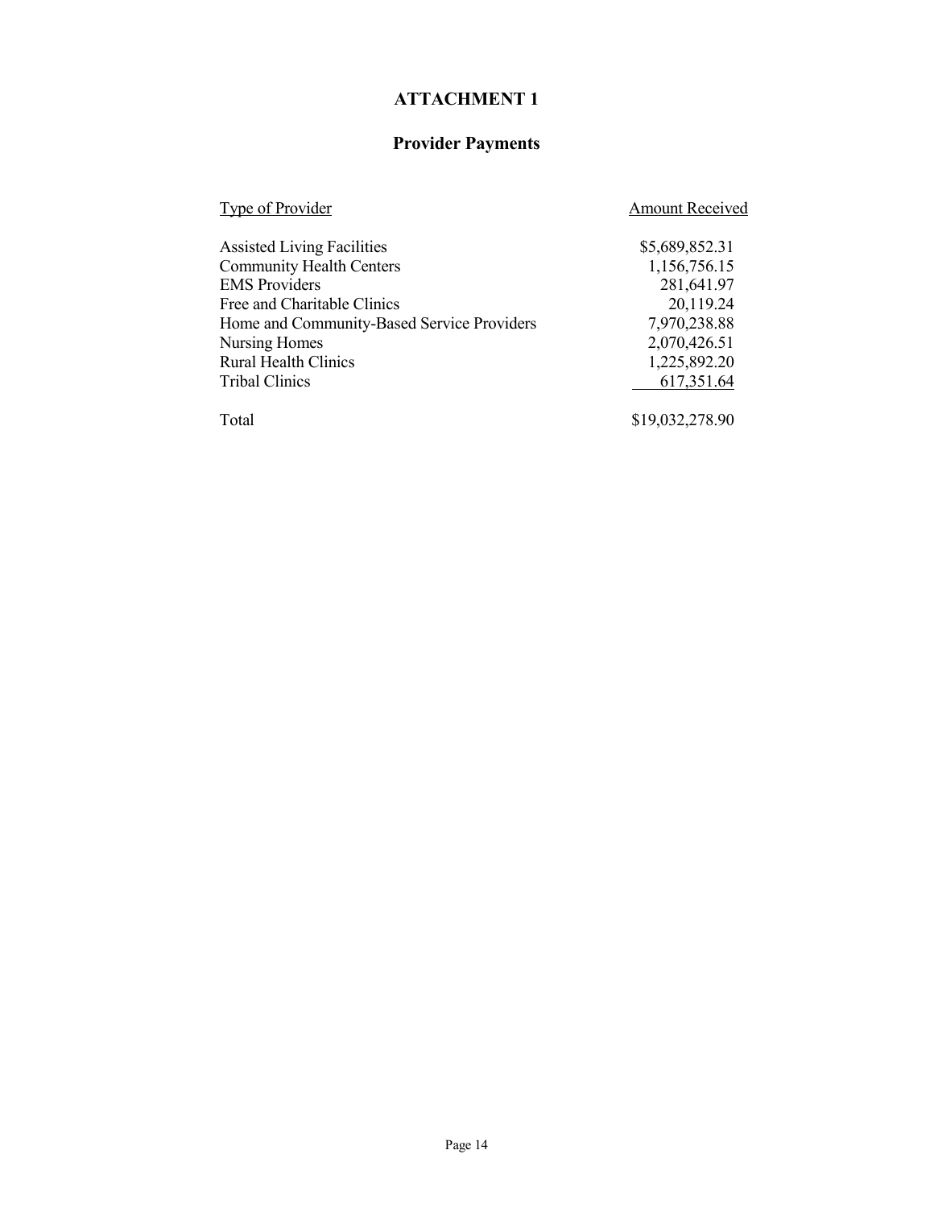# ATTACHMENT 1

## Provider Payments

| Type of Provider | Amount Received |
|---|---|
| Assisted Living Facilities | $5,689,852.31 |
| Community Health Centers | 1,156,756.15 |
| EMS Providers | 281,641.97 |
| Free and Charitable Clinics | 20,119.24 |
| Home and Community-Based Service Providers | 7,970,238.88 |
| Nursing Homes | 2,070,426.51 |
| Rural Health Clinics | 1,225,892.20 |
| Tribal Clinics | 617,351.64 |
| Total | $19,032,278.90 |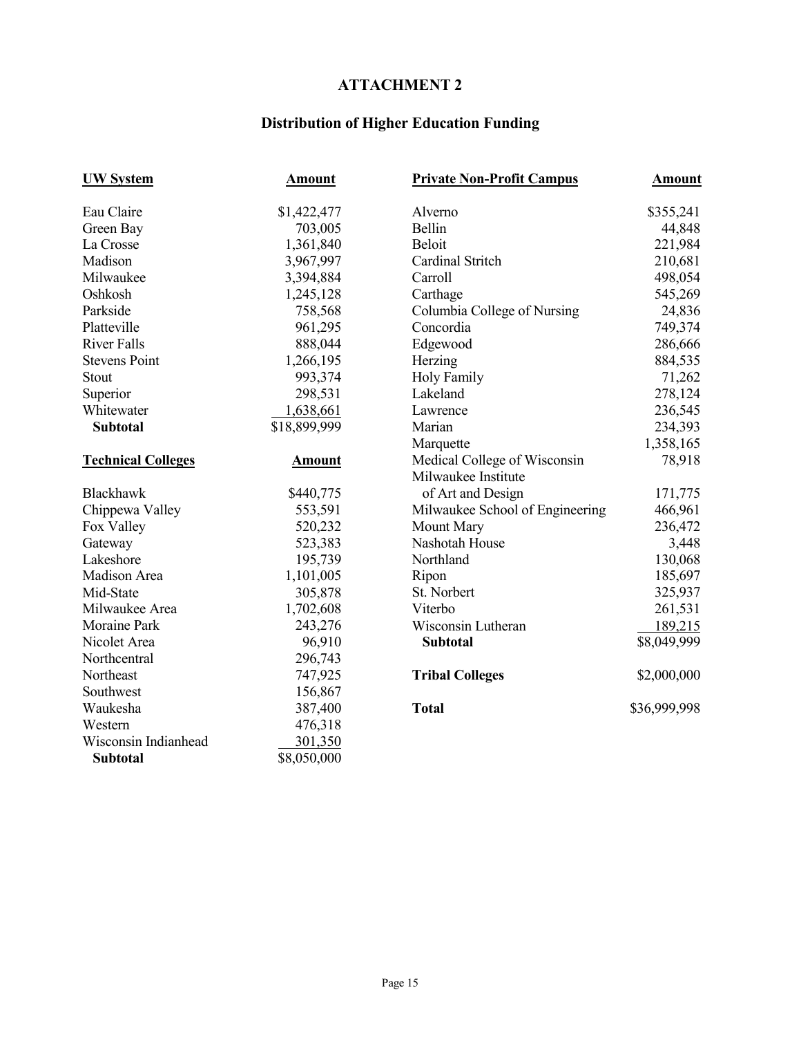# ATTACHMENT 2

## Distribution of Higher Education Funding

| UW System | Amount |
|---|---|
| Eau Claire | $1,422,477 |
| Green Bay | 703,005 |
| La Crosse | 1,361,840 |
| Madison | 3,967,997 |
| Milwaukee | 3,394,884 |
| Oshkosh | 1,245,128 |
| Parkside | 758,568 |
| Platteville | 961,295 |
| River Falls | 888,044 |
| Stevens Point | 1,266,195 |
| Stout | 993,374 |
| Superior | 298,531 |
| Whitewater | 1,638,661 |
| **Subtotal** | $18,899,999 |

| Technical Colleges | Amount |
|---|---|
| Blackhawk | $440,775 |
| Chippewa Valley | 553,591 |
| Fox Valley | 520,232 |
| Gateway | 523,383 |
| Lakeshore | 195,739 |
| Madison Area | 1,101,005 |
| Mid-State | 305,878 |
| Milwaukee Area | 1,702,608 |
| Moraine Park | 243,276 |
| Nicolet Area | 96,910 |
| Northcentral | 296,743 |
| Northeast | 747,925 |
| Southwest | 156,867 |
| Waukesha | 387,400 |
| Western | 476,318 |
| Wisconsin Indianhead | 301,350 |
| **Subtotal** | $8,050,000 |

| Private Non-Profit Campus | Amount |
|---|---|
| Alverno | $355,241 |
| Bellin | 44,848 |
| Beloit | 221,984 |
| Cardinal Stritch | 210,681 |
| Carroll | 498,054 |
| Carthage | 545,269 |
| Columbia College of Nursing | 24,836 |
| Concordia | 749,374 |
| Edgewood | 286,666 |
| Herzing | 884,535 |
| Holy Family | 71,262 |
| Lakeland | 278,124 |
| Lawrence | 236,545 |
| Marian | 234,393 |
| Marquette | 1,358,165 |
| Medical College of Wisconsin | 78,918 |
| Milwaukee Institute of Art and Design | 171,775 |
| Milwaukee School of Engineering | 466,961 |
| Mount Mary | 236,472 |
| Nashotah House | 3,448 |
| Northland | 130,068 |
| Ripon | 185,697 |
| St. Norbert | 325,937 |
| Viterbo | 261,531 |
| Wisconsin Lutheran | 189,215 |
| **Subtotal** | $8,049,999 |
| | |
| **Tribal Colleges** | $2,000,000 |
| | |
| **Total** | $36,999,998 |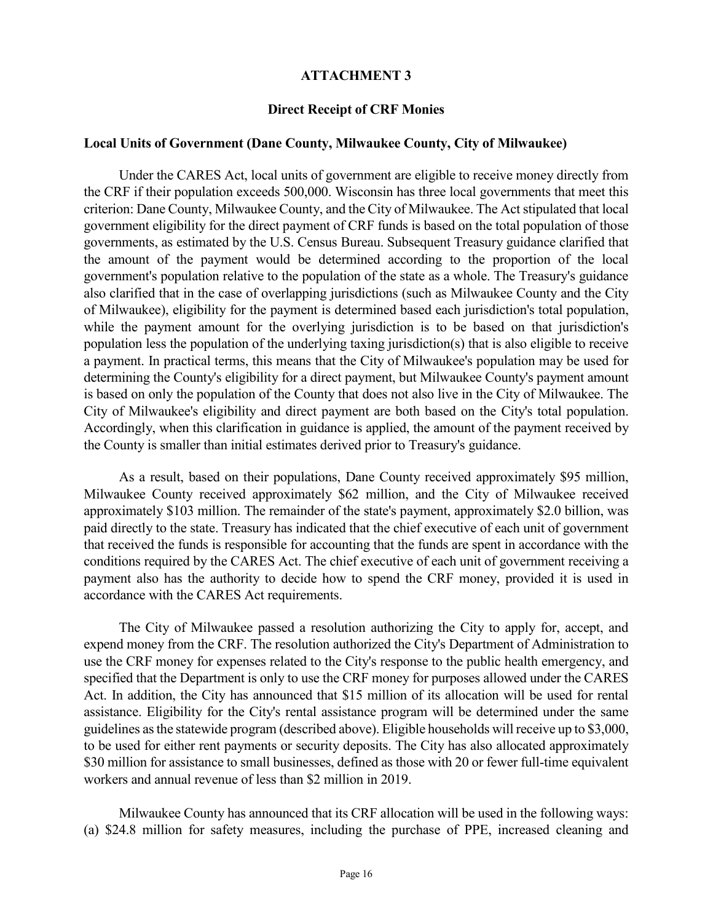## ATTACHMENT 3

### Direct Receipt of CRF Monies

**Local Units of Government (Dane County, Milwaukee County, City of Milwaukee)**

Under the CARES Act, local units of government are eligible to receive money directly from the CRF if their population exceeds 500,000. Wisconsin has three local governments that meet this criterion: Dane County, Milwaukee County, and the City of Milwaukee. The Act stipulated that local government eligibility for the direct payment of CRF funds is based on the total population of those governments, as estimated by the U.S. Census Bureau. Subsequent Treasury guidance clarified that the amount of the payment would be determined according to the proportion of the local government's population relative to the population of the state as a whole. The Treasury's guidance also clarified that in the case of overlapping jurisdictions (such as Milwaukee County and the City of Milwaukee), eligibility for the payment is determined based each jurisdiction's total population, while the payment amount for the overlying jurisdiction is to be based on that jurisdiction's population less the population of the underlying taxing jurisdiction(s) that is also eligible to receive a payment. In practical terms, this means that the City of Milwaukee's population may be used for determining the County's eligibility for a direct payment, but Milwaukee County's payment amount is based on only the population of the County that does not also live in the City of Milwaukee. The City of Milwaukee's eligibility and direct payment are both based on the City's total population. Accordingly, when this clarification in guidance is applied, the amount of the payment received by the County is smaller than initial estimates derived prior to Treasury's guidance.

As a result, based on their populations, Dane County received approximately $95 million, Milwaukee County received approximately $62 million, and the City of Milwaukee received approximately $103 million. The remainder of the state's payment, approximately $2.0 billion, was paid directly to the state. Treasury has indicated that the chief executive of each unit of government that received the funds is responsible for accounting that the funds are spent in accordance with the conditions required by the CARES Act. The chief executive of each unit of government receiving a payment also has the authority to decide how to spend the CRF money, provided it is used in accordance with the CARES Act requirements.

The City of Milwaukee passed a resolution authorizing the City to apply for, accept, and expend money from the CRF. The resolution authorized the City's Department of Administration to use the CRF money for expenses related to the City's response to the public health emergency, and specified that the Department is only to use the CRF money for purposes allowed under the CARES Act. In addition, the City has announced that $15 million of its allocation will be used for rental assistance. Eligibility for the City's rental assistance program will be determined under the same guidelines as the statewide program (described above). Eligible households will receive up to $3,000, to be used for either rent payments or security deposits. The City has also allocated approximately $30 million for assistance to small businesses, defined as those with 20 or fewer full-time equivalent workers and annual revenue of less than $2 million in 2019.

Milwaukee County has announced that its CRF allocation will be used in the following ways: (a) $24.8 million for safety measures, including the purchase of PPE, increased cleaning and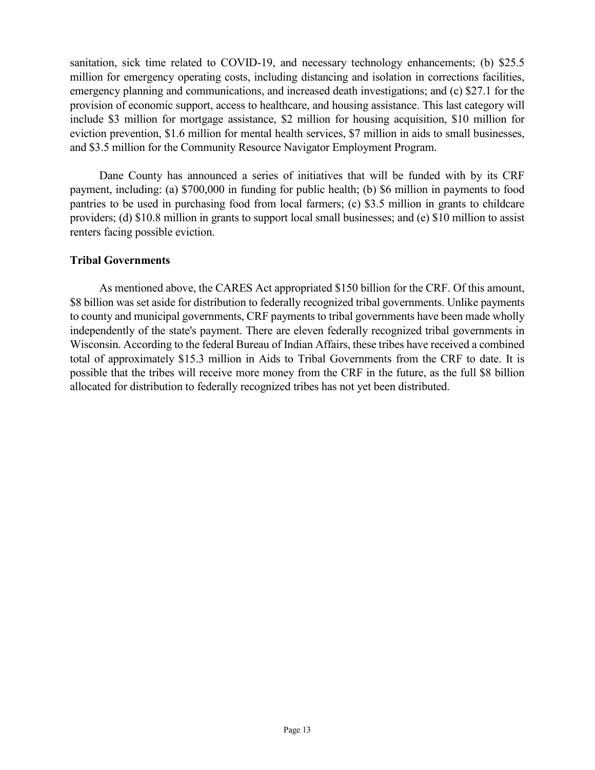sanitation, sick time related to COVID-19, and necessary technology enhancements; (b) $25.5 million for emergency operating costs, including distancing and isolation in corrections facilities, emergency planning and communications, and increased death investigations; and (c) $27.1 for the provision of economic support, access to healthcare, and housing assistance. This last category will include $3 million for mortgage assistance, $2 million for housing acquisition, $10 million for eviction prevention, $1.6 million for mental health services, $7 million in aids to small businesses, and $3.5 million for the Community Resource Navigator Employment Program.

Dane County has announced a series of initiatives that will be funded with by its CRF payment, including: (a) $700,000 in funding for public health; (b) $6 million in payments to food pantries to be used in purchasing food from local farmers; (c) $3.5 million in grants to childcare providers; (d) $10.8 million in grants to support local small businesses; and (e) $10 million to assist renters facing possible eviction.

**Tribal Governments**

As mentioned above, the CARES Act appropriated $150 billion for the CRF. Of this amount, $8 billion was set aside for distribution to federally recognized tribal governments. Unlike payments to county and municipal governments, CRF payments to tribal governments have been made wholly independently of the state's payment. There are eleven federally recognized tribal governments in Wisconsin. According to the federal Bureau of Indian Affairs, these tribes have received a combined total of approximately $15.3 million in Aids to Tribal Governments from the CRF to date. It is possible that the tribes will receive more money from the CRF in the future, as the full $8 billion allocated for distribution to federally recognized tribes has not yet been distributed.